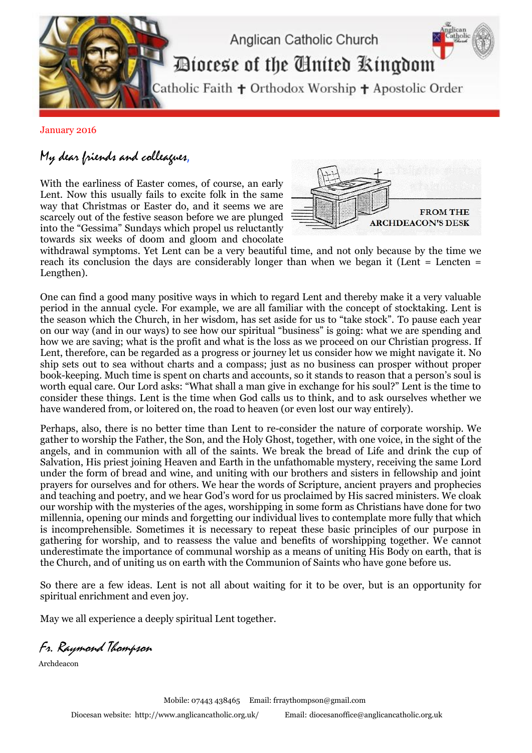# Anglican Catholic Church

## Diocese of the United Kingdom

Catholic Faith ✝ Orthodox Worship ✝ Apostolic Order

January 2016

*My dear friends and colleagues,*

**FROM THE ARCHDEACON'S DESK**

With the earliness of Easter comes, of course, an early Lent. Now this usually fails to excite folk in the same way that Christmas or Easter do, and it seems we are scarcely out of the festive season before we are plunged into the "Gessima" Sundays which propel us reluctantly towards six weeks of doom and gloom and chocolate withdrawal symptoms. Yet Lent can be a very beautiful time, and not only because by the time we reach its conclusion the days are considerably longer than when we began it (Lent = Lencten = Lengthen).

One can find a good many positive ways in which to regard Lent and thereby make it a very valuable period in the annual cycle. For example, we are all familiar with the concept of stocktaking. Lent is the season which the Church, in her wisdom, has set aside for us to "take stock". To pause each year on our way (and in our ways) to see how our spiritual "business" is going: what we are spending and how we are saving; what is the profit and what is the loss as we proceed on our Christian progress. If Lent, therefore, can be regarded as a progress or journey let us consider how we might navigate it. No ship sets out to sea without charts and a compass; just as no business can prosper without proper book-keeping. Much time is spent on charts and accounts, so it stands to reason that a person's soul is worth equal care. Our Lord asks: "What shall a man give in exchange for his soul?" Lent is the time to consider these things. Lent is the time when God calls us to think, and to ask ourselves whether we have wandered from, or loitered on, the road to heaven (or even lost our way entirely).

Perhaps, also, there is no better time than Lent to re-consider the nature of corporate worship. We gather to worship the Father, the Son, and the Holy Ghost, together, with one voice, in the sight of the angels, and in communion with all of the saints. We break the bread of Life and drink the cup of Salvation, His priest joining Heaven and Earth in the unfathomable mystery, receiving the same Lord under the form of bread and wine, and uniting with our brothers and sisters in fellowship and joint prayers for ourselves and for others. We hear the words of Scripture, ancient prayers and prophecies and teaching and poetry, and we hear God's word for us proclaimed by His sacred ministers. We cloak our worship with the mysteries of the ages, worshipping in some form as Christians have done for two millennia, opening our minds and forgetting our individual lives to contemplate more fully that which is incomprehensible. Sometimes it is necessary to repeat these basic principles of our purpose in gathering for worship, and to reassess the value and benefits of worshipping together. We cannot underestimate the importance of communal worship as a means of uniting His Body on earth, that is the Church, and of uniting us on earth with the Communion of Saints who have gone before us.

So there are a few ideas. Lent is not all about waiting for it to be over, but is an opportunity for spiritual enrichment and even joy.

May we all experience a deeply spiritual Lent together.

*Fr. Raymond Thompson*

Archdeacon

Mobile: 07443 438465 Email: frraythompson@gmail.com

Diocesan website: http://www.anglicancatholic.org.uk/ Email: diocesanoffice@anglicancatholic.org.uk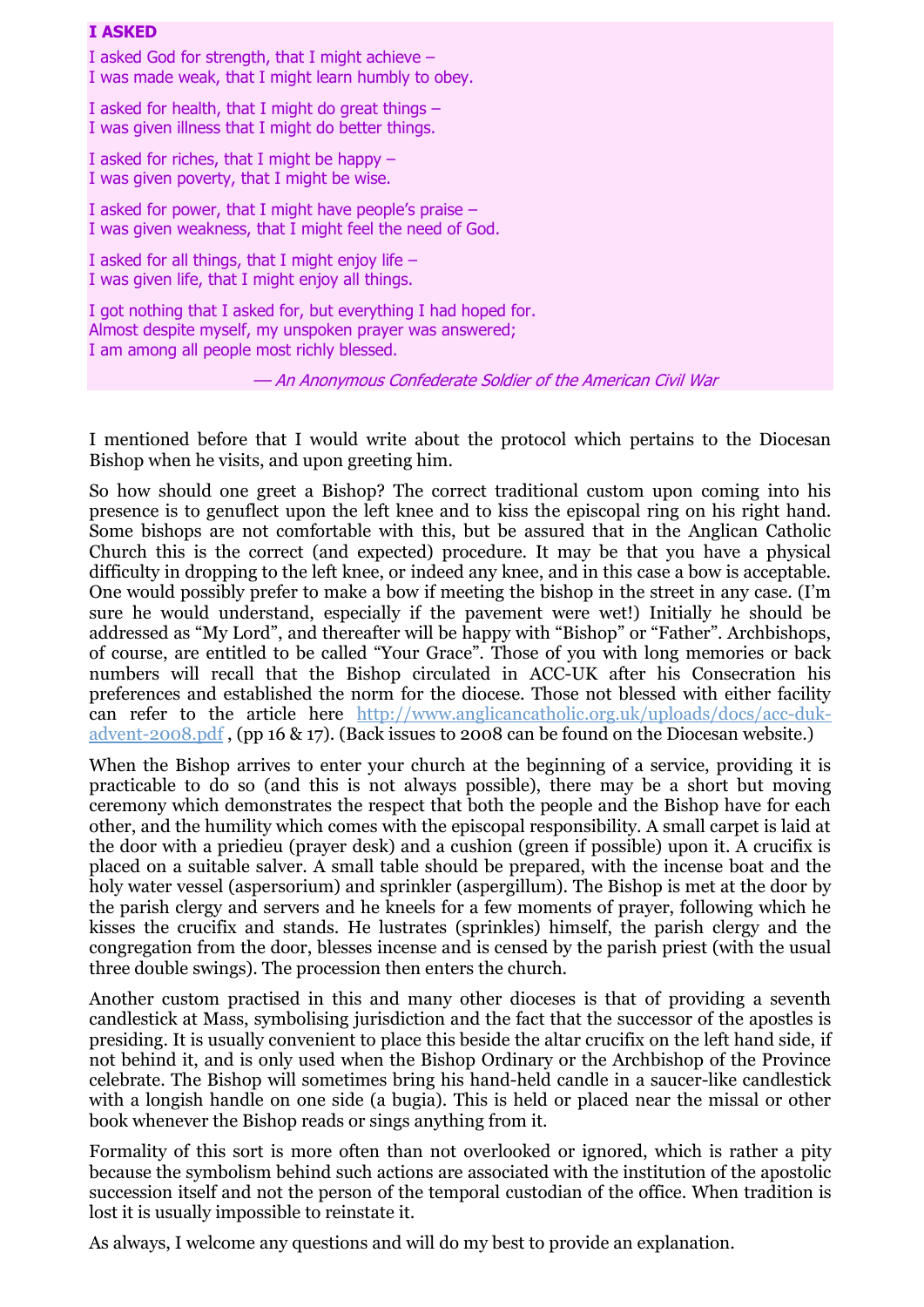### I ASKED

I asked God for strength, that I might achieve –
I was made weak, that I might learn humbly to obey.

I asked for health, that I might do great things –
I was given illness that I might do better things.

I asked for riches, that I might be happy –
I was given poverty, that I might be wise.

I asked for power, that I might have people's praise –
I was given weakness, that I might feel the need of God.

I asked for all things, that I might enjoy life –
I was given life, that I might enjoy all things.

I got nothing that I asked for, but everything I had hoped for.
Almost despite myself, my unspoken prayer was answered;
I am among all people most richly blessed.

*— An Anonymous Confederate Soldier of the American Civil War*

I mentioned before that I would write about the protocol which pertains to the Diocesan Bishop when he visits, and upon greeting him.

So how should one greet a Bishop? The correct traditional custom upon coming into his presence is to genuflect upon the left knee and to kiss the episcopal ring on his right hand. Some bishops are not comfortable with this, but be assured that in the Anglican Catholic Church this is the correct (and expected) procedure. It may be that you have a physical difficulty in dropping to the left knee, or indeed any knee, and in this case a bow is acceptable. One would possibly prefer to make a bow if meeting the bishop in the street in any case. (I'm sure he would understand, especially if the pavement were wet!) Initially he should be addressed as "My Lord", and thereafter will be happy with "Bishop" or "Father". Archbishops, of course, are entitled to be called "Your Grace". Those of you with long memories or back numbers will recall that the Bishop circulated in ACC-UK after his Consecration his preferences and established the norm for the diocese. Those not blessed with either facility can refer to the article here [http://www.anglicancatholic.org.uk/uploads/docs/acc-duk-advent-2008.pdf](http://www.anglicancatholic.org.uk/uploads/docs/acc-duk-advent-2008.pdf) , (pp 16 & 17). (Back issues to 2008 can be found on the Diocesan website.)

When the Bishop arrives to enter your church at the beginning of a service, providing it is practicable to do so (and this is not always possible), there may be a short but moving ceremony which demonstrates the respect that both the people and the Bishop have for each other, and the humility which comes with the episcopal responsibility. A small carpet is laid at the door with a priedieu (prayer desk) and a cushion (green if possible) upon it. A crucifix is placed on a suitable salver. A small table should be prepared, with the incense boat and the holy water vessel (aspersorium) and sprinkler (aspergillum). The Bishop is met at the door by the parish clergy and servers and he kneels for a few moments of prayer, following which he kisses the crucifix and stands. He lustrates (sprinkles) himself, the parish clergy and the congregation from the door, blesses incense and is censed by the parish priest (with the usual three double swings). The procession then enters the church.

Another custom practised in this and many other dioceses is that of providing a seventh candlestick at Mass, symbolising jurisdiction and the fact that the successor of the apostles is presiding. It is usually convenient to place this beside the altar crucifix on the left hand side, if not behind it, and is only used when the Bishop Ordinary or the Archbishop of the Province celebrate. The Bishop will sometimes bring his hand-held candle in a saucer-like candlestick with a longish handle on one side (a bugia). This is held or placed near the missal or other book whenever the Bishop reads or sings anything from it.

Formality of this sort is more often than not overlooked or ignored, which is rather a pity because the symbolism behind such actions are associated with the institution of the apostolic succession itself and not the person of the temporal custodian of the office. When tradition is lost it is usually impossible to reinstate it.

As always, I welcome any questions and will do my best to provide an explanation.